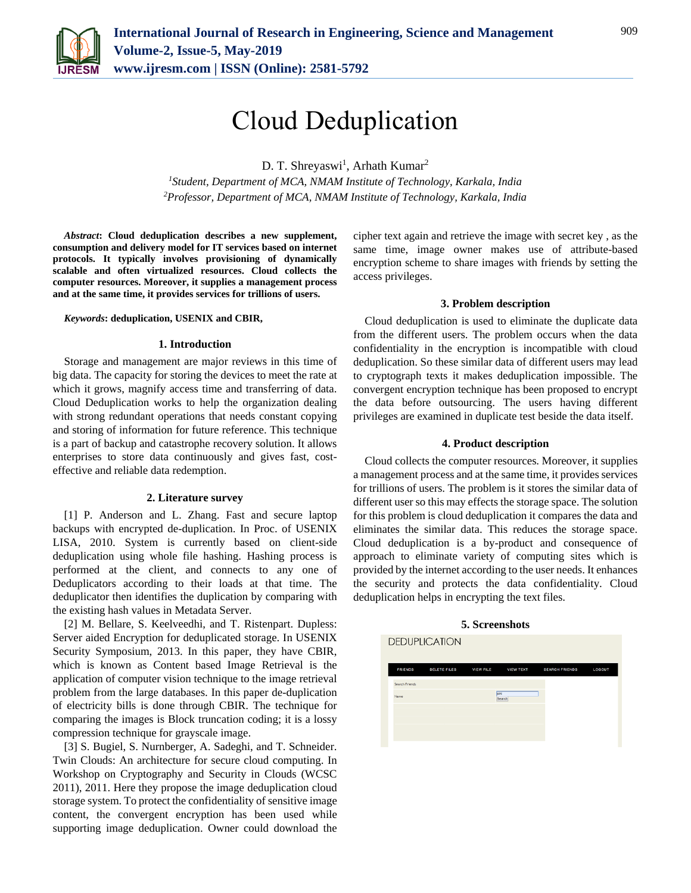# Cloud Deduplication

D. T. Shreyaswi[1], Arhath Kumar[2]

[1]*Student, Department of MCA, NMAM Institute of Technology, Karkala, India*
[2]*Professor, Department of MCA, NMAM Institute of Technology, Karkala, India*

***Abstract*: Cloud deduplication describes a new supplement, consumption and delivery model for IT services based on internet protocols. It typically involves provisioning of dynamically scalable and often virtualized resources. Cloud collects the computer resources. Moreover, it supplies a management process and at the same time, it provides services for trillions of users.**

***Keywords*: deduplication, USENIX and CBIR,**

## 1. Introduction

Storage and management are major reviews in this time of big data. The capacity for storing the devices to meet the rate at which it grows, magnify access time and transferring of data. Cloud Deduplication works to help the organization dealing with strong redundant operations that needs constant copying and storing of information for future reference. This technique is a part of backup and catastrophe recovery solution. It allows enterprises to store data continuously and gives fast, cost-effective and reliable data redemption.

## 2. Literature survey

[1] P. Anderson and L. Zhang. Fast and secure laptop backups with encrypted de-duplication. In Proc. of USENIX LISA, 2010. System is currently based on client-side deduplication using whole file hashing. Hashing process is performed at the client, and connects to any one of Deduplicators according to their loads at that time. The deduplicator then identifies the duplication by comparing with the existing hash values in Metadata Server.

[2] M. Bellare, S. Keelveedhi, and T. Ristenpart. Dupless: Server aided Encryption for deduplicated storage. In USENIX Security Symposium, 2013. In this paper, they have CBIR, which is known as Content based Image Retrieval is the application of computer vision technique to the image retrieval problem from the large databases. In this paper de-duplication of electricity bills is done through CBIR. The technique for comparing the images is Block truncation coding; it is a lossy compression technique for grayscale image.

[3] S. Bugiel, S. Nurnberger, A. Sadeghi, and T. Schneider. Twin Clouds: An architecture for secure cloud computing. In Workshop on Cryptography and Security in Clouds (WCSC 2011), 2011. Here they propose the image deduplication cloud storage system. To protect the confidentiality of sensitive image content, the convergent encryption has been used while supporting image deduplication. Owner could download the cipher text again and retrieve the image with secret key , as the same time, image owner makes use of attribute-based encryption scheme to share images with friends by setting the access privileges.

## 3. Problem description

Cloud deduplication is used to eliminate the duplicate data from the different users. The problem occurs when the data confidentiality in the encryption is incompatible with cloud deduplication. So these similar data of different users may lead to cryptograph texts it makes deduplication impossible. The convergent encryption technique has been proposed to encrypt the data before outsourcing. The users having different privileges are examined in duplicate test beside the data itself.

## 4. Product description

Cloud collects the computer resources. Moreover, it supplies a management process and at the same time, it provides services for trillions of users. The problem is it stores the similar data of different user so this may effects the storage space. The solution for this problem is cloud deduplication it compares the data and eliminates the similar data. This reduces the storage space. Cloud deduplication is a by-product and consequence of approach to eliminate variety of computing sites which is provided by the internet according to the user needs. It enhances the security and protects the data confidentiality. Cloud deduplication helps in encrypting the text files.

## 5. Screenshots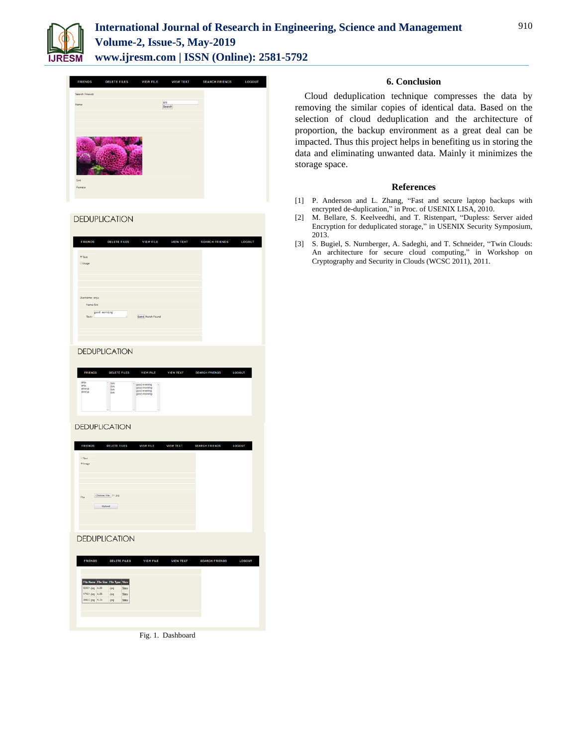Fig. 1. Dashboard

## 6. Conclusion

Cloud deduplication technique compresses the data by removing the similar copies of identical data. Based on the selection of cloud deduplication and the architecture of proportion, the backup environment as a great deal can be impacted. Thus this project helps in benefiting us in storing the data and eliminating unwanted data. Mainly it minimizes the storage space.

## References

[1] P. Anderson and L. Zhang, "Fast and secure laptop backups with encrypted de-duplication," in Proc. of USENIX LISA, 2010.

[2] M. Bellare, S. Keelveedhi, and T. Ristenpart, "Dupless: Server aided Encryption for deduplicated storage," in USENIX Security Symposium, 2013.

[3] S. Bugiel, S. Nurnberger, A. Sadeghi, and T. Schneider, "Twin Clouds: An architecture for secure cloud computing," in Workshop on Cryptography and Security in Clouds (WCSC 2011), 2011.